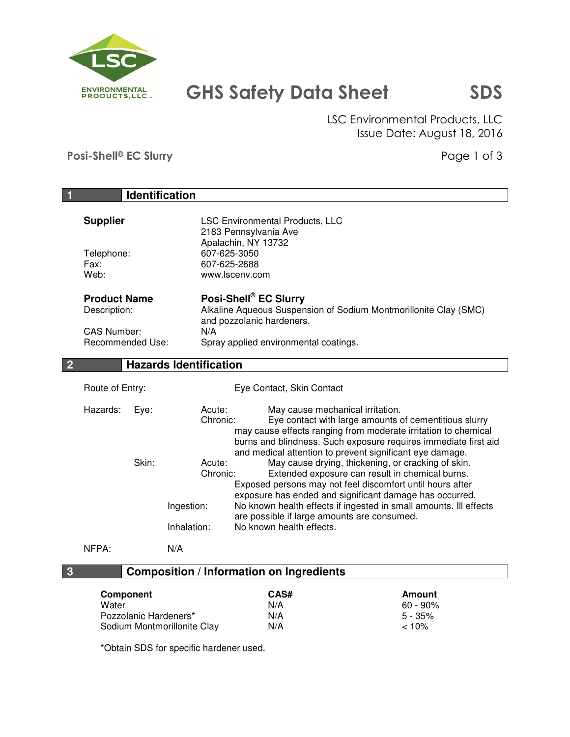# GHS Safety Data Sheet — SDS

LSC Environmental Products, LLC
Issue Date: August 18, 2016

**Posi-Shell® EC Slurry**

## 1 Identification

**Supplier**
LSC Environmental Products, LLC
2183 Pennsylvania Ave
Apalachin, NY 13732

Telephone: 607-625-3050
Fax: 607-625-2688
Web: www.lscenv.com

**Product Name:** **Posi-Shell® EC Slurry**
Description: Alkaline Aqueous Suspension of Sodium Montmorillonite Clay (SMC) and pozzolanic hardeners.
CAS Number: N/A
Recommended Use: Spray applied environmental coatings.

## 2 Hazards Identification

Route of Entry: Eye Contact, Skin Contact

Hazards:

- **Eye:**
  - Acute: May cause mechanical irritation.
  - Chronic: Eye contact with large amounts of cementitious slurry may cause effects ranging from moderate irritation to chemical burns and blindness. Such exposure requires immediate first aid and medical attention to prevent significant eye damage.
- **Skin:**
  - Acute: May cause drying, thickening, or cracking of skin.
  - Chronic: Extended exposure can result in chemical burns. Exposed persons may not feel discomfort until hours after exposure has ended and significant damage has occurred.
- **Ingestion:** No known health effects if ingested in small amounts. Ill effects are possible if large amounts are consumed.
- **Inhalation:** No known health effects.

NFPA: N/A

## 3 Composition / Information on Ingredients

| Component | CAS# | Amount |
| --- | --- | --- |
| Water | N/A | 60 - 90% |
| Pozzolanic Hardeners* | N/A | 5 - 35% |
| Sodium Montmorillonite Clay | N/A | < 10% |

*Obtain SDS for specific hardener used.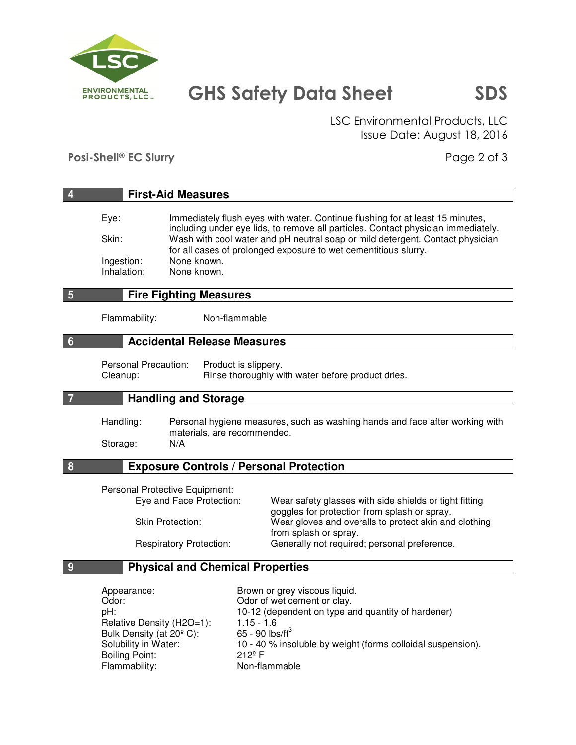## 4 First-Aid Measures

| | |
|---|---|
| Eye: | Immediately flush eyes with water. Continue flushing for at least 15 minutes, including under eye lids, to remove all particles. Contact physician immediately. |
| Skin: | Wash with cool water and pH neutral soap or mild detergent. Contact physician for all cases of prolonged exposure to wet cementitious slurry. |
| Ingestion: | None known. |
| Inhalation: | None known. |

## 5 Fire Fighting Measures

Flammability: Non-flammable

## 6 Accidental Release Measures

| | |
|---|---|
| Personal Precaution: | Product is slippery. |
| Cleanup: | Rinse thoroughly with water before product dries. |

## 7 Handling and Storage

| | |
|---|---|
| Handling: | Personal hygiene measures, such as washing hands and face after working with materials, are recommended. |
| Storage: | N/A |

## 8 Exposure Controls / Personal Protection

Personal Protective Equipment:

| | |
|---|---|
| Eye and Face Protection: | Wear safety glasses with side shields or tight fitting goggles for protection from splash or spray. |
| Skin Protection: | Wear gloves and overalls to protect skin and clothing from splash or spray. |
| Respiratory Protection: | Generally not required; personal preference. |

## 9 Physical and Chemical Properties

| | |
|---|---|
| Appearance: | Brown or grey viscous liquid. |
| Odor: | Odor of wet cement or clay. |
| pH: | 10-12 (dependent on type and quantity of hardener) |
| Relative Density ($H_2O$=1): | 1.15 - 1.6 |
| Bulk Density (at 20º C): | 65 - 90 lbs/ft$^3$ |
| Solubility in Water: | 10 - 40 % insoluble by weight (forms colloidal suspension). |
| Boiling Point: | 212º F |
| Flammability: | Non-flammable |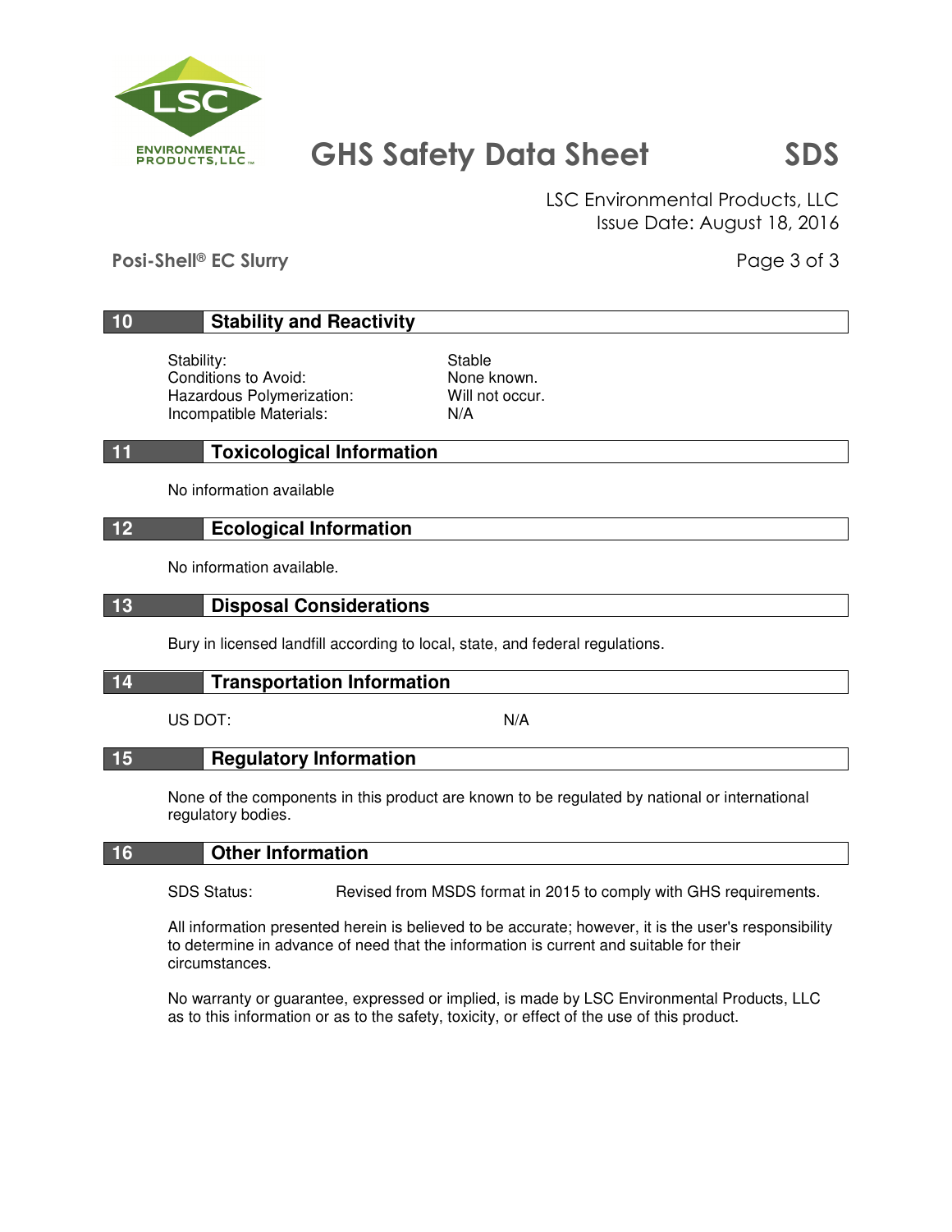## 10 Stability and Reactivity

| | |
|---|---|
| Stability: | Stable |
| Conditions to Avoid: | None known. |
| Hazardous Polymerization: | Will not occur. |
| Incompatible Materials: | N/A |

## 11 Toxicological Information

No information available

## 12 Ecological Information

No information available.

## 13 Disposal Considerations

Bury in licensed landfill according to local, state, and federal regulations.

## 14 Transportation Information

| | |
|---|---|
| US DOT: | N/A |

## 15 Regulatory Information

None of the components in this product are known to be regulated by national or international regulatory bodies.

## 16 Other Information

SDS Status: Revised from MSDS format in 2015 to comply with GHS requirements.

All information presented herein is believed to be accurate; however, it is the user's responsibility to determine in advance of need that the information is current and suitable for their circumstances.

No warranty or guarantee, expressed or implied, is made by LSC Environmental Products, LLC as to this information or as to the safety, toxicity, or effect of the use of this product.